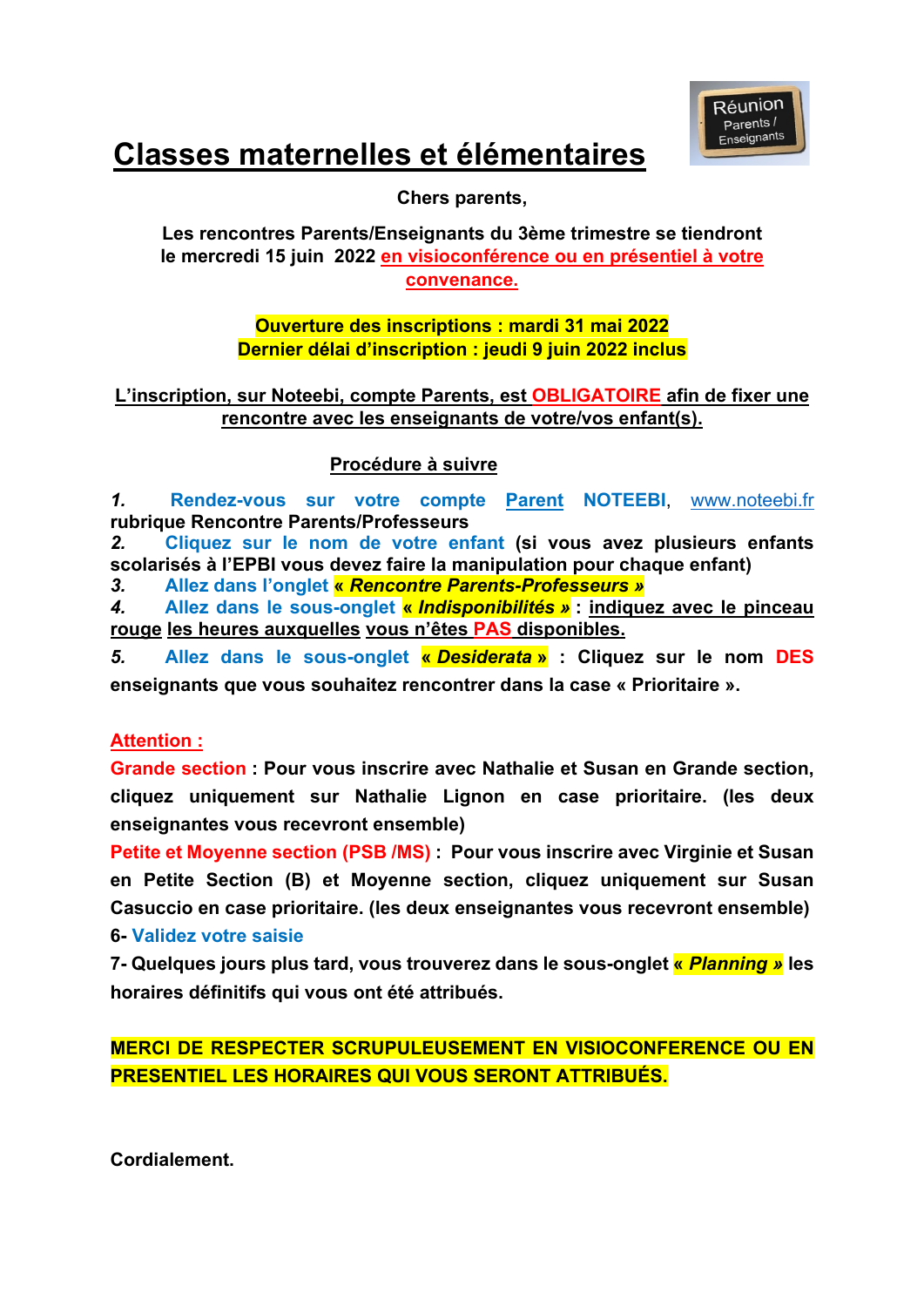# Classes maternelles et élémentaires

**Chers parents,**

**Les rencontres Parents/Enseignants du 3ème trimestre se tiendront le mercredi 15 juin 2022 en visioconférence ou en présentiel à votre convenance.**

**Ouverture des inscriptions : mardi 31 mai 2022**
**Dernier délai d'inscription : jeudi 9 juin 2022 inclus**

**L'inscription, sur Noteebi, compte Parents, est OBLIGATOIRE afin de fixer une rencontre avec les enseignants de votre/vos enfant(s).**

**Procédure à suivre**

1. **Rendez-vous sur votre compte Parent NOTEEBI, www.noteebi.fr rubrique Rencontre Parents/Professeurs**
2. **Cliquez sur le nom de votre enfant (si vous avez plusieurs enfants scolarisés à l'EPBI vous devez faire la manipulation pour chaque enfant)**
3. **Allez dans l'onglet *« Rencontre Parents-Professeurs »***
4. **Allez dans le sous-onglet *« Indisponibilités »* : indiquez avec le pinceau rouge les heures auxquelles vous n'êtes PAS disponibles.**
5. **Allez dans le sous-onglet *« Desiderata »* : Cliquez sur le nom DES enseignants que vous souhaitez rencontrer dans la case « Prioritaire ».**

**Attention :**

**Grande section : Pour vous inscrire avec Nathalie et Susan en Grande section, cliquez uniquement sur Nathalie Lignon en case prioritaire. (les deux enseignantes vous recevront ensemble)**

**Petite et Moyenne section (PSB /MS) : Pour vous inscrire avec Virginie et Susan en Petite Section (B) et Moyenne section, cliquez uniquement sur Susan Casuccio en case prioritaire. (les deux enseignantes vous recevront ensemble)**

**6- Validez votre saisie**

**7- Quelques jours plus tard, vous trouverez dans le sous-onglet *« Planning »* les horaires définitifs qui vous ont été attribués.**

**MERCI DE RESPECTER SCRUPULEUSEMENT EN VISIOCONFERENCE OU EN PRESENTIEL LES HORAIRES QUI VOUS SERONT ATTRIBUÉS.**

**Cordialement.**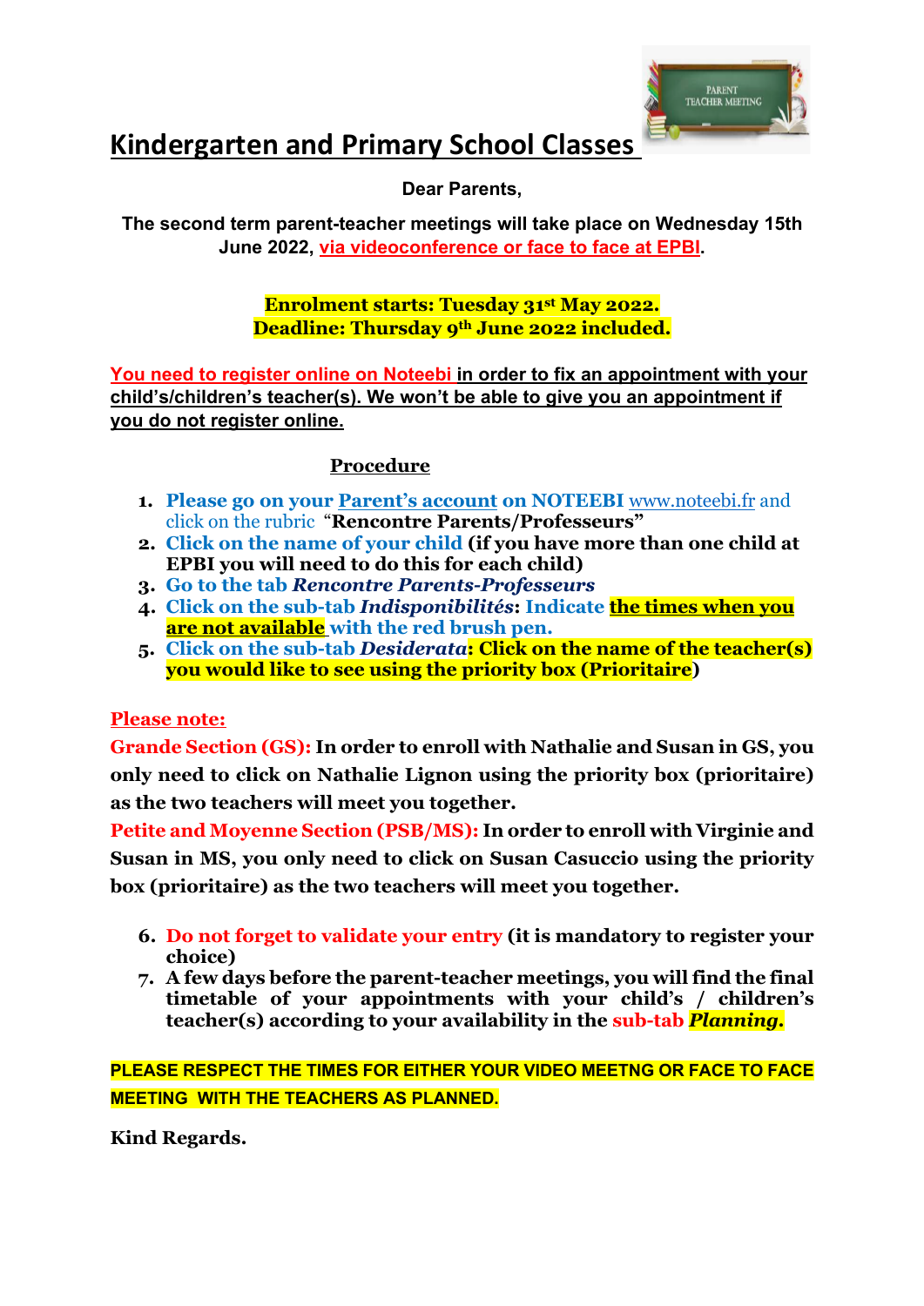# Kindergarten and Primary School Classes

**Dear Parents,**

**The second term parent-teacher meetings will take place on Wednesday 15th June 2022, via videoconference or face to face at EPBI.**

**Enrolment starts: Tuesday 31st May 2022.**
**Deadline: Thursday 9th June 2022 included.**

**You need to register online on Noteebi in order to fix an appointment with your child's/children's teacher(s). We won't be able to give you an appointment if you do not register online.**

**Procedure**

1. **Please go on your Parent's account on NOTEEBI** www.noteebi.fr and click on the rubric **"Rencontre Parents/Professeurs"**
2. **Click on the name of your child (if you have more than one child at EPBI you will need to do this for each child)**
3. **Go to the tab *Rencontre Parents-Professeurs***
4. **Click on the sub-tab *Indisponibilités*: Indicate the times when you are not available with the red brush pen.**
5. **Click on the sub-tab *Desiderata*: Click on the name of the teacher(s) you would like to see using the priority box (Prioritaire)**

**Please note:**

**Grande Section (GS): In order to enroll with Nathalie and Susan in GS, you only need to click on Nathalie Lignon using the priority box (prioritaire) as the two teachers will meet you together.**

**Petite and Moyenne Section (PSB/MS): In order to enroll with Virginie and Susan in MS, you only need to click on Susan Casuccio using the priority box (prioritaire) as the two teachers will meet you together.**

6. **Do not forget to validate your entry (it is mandatory to register your choice)**
7. **A few days before the parent-teacher meetings, you will find the final timetable of your appointments with your child's / children's teacher(s) according to your availability in the sub-tab *Planning.***

**PLEASE RESPECT THE TIMES FOR EITHER YOUR VIDEO MEETNG OR FACE TO FACE MEETING WITH THE TEACHERS AS PLANNED.**

**Kind Regards.**